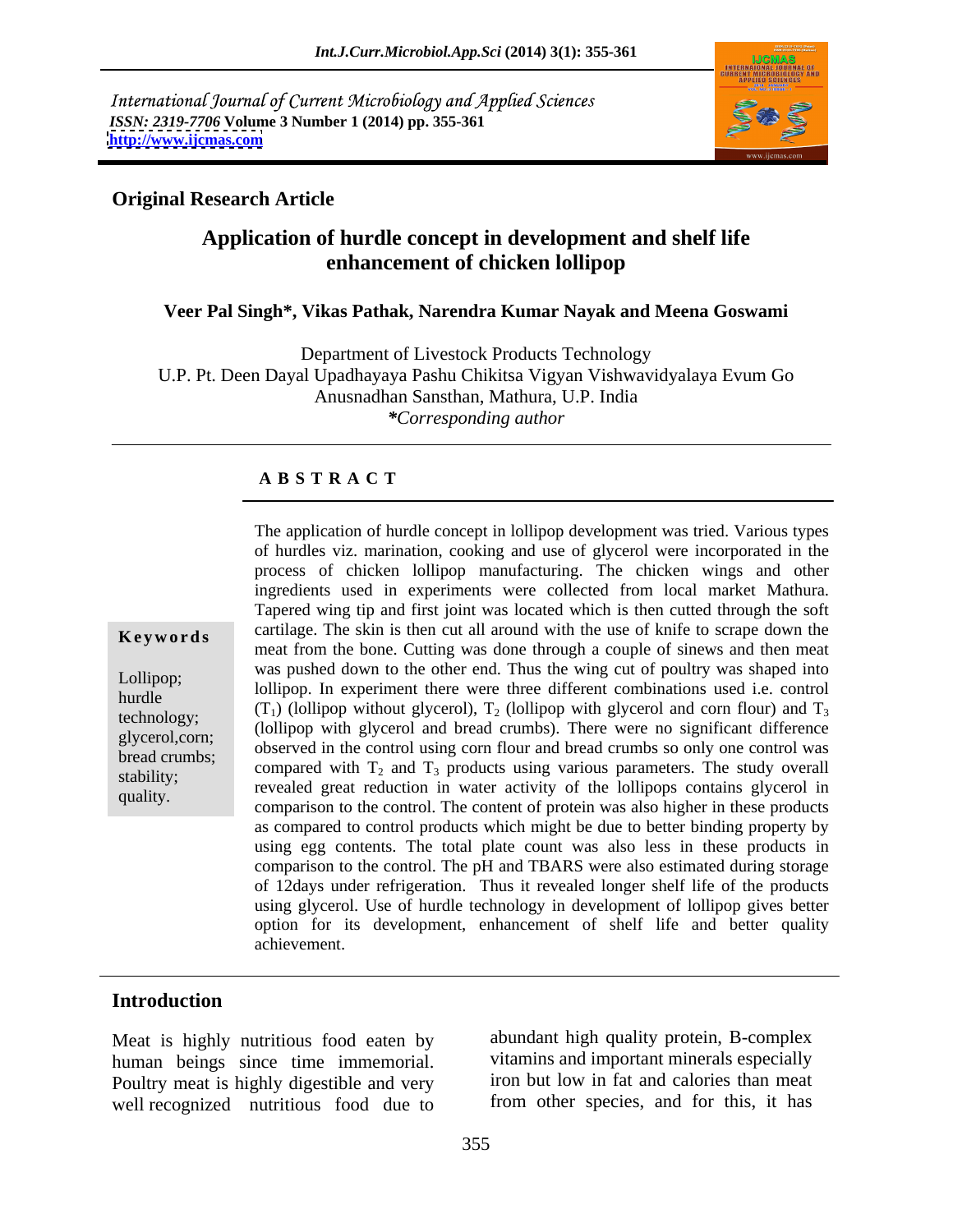International Journal of Current Microbiology and Applied Sciences
*ISSN: 2319-7706* **Volume 3 Number 1 (2014) pp. 355-361**
**http://www.ijcmas.com**

**Original Research Article**

# Application of hurdle concept in development and shelf life enhancement of chicken lollipop

**Veer Pal Singh\*, Vikas Pathak, Narendra Kumar Nayak and Meena Goswami**

Department of Livestock Products Technology
U.P. Pt. Deen Dayal Upadhayaya Pashu Chikitsa Vigyan Vishwavidyalaya Evum Go Anusnadhan Sansthan, Mathura, U.P. India
*\*Corresponding author*

## A B S T R A C T

**Keywords**

Lollipop; hurdle technology; glycerol,corn; bread crumbs; stability; quality.

The application of hurdle concept in lollipop development was tried. Various types of hurdles viz. marination, cooking and use of glycerol were incorporated in the process of chicken lollipop manufacturing. The chicken wings and other ingredients used in experiments were collected from local market Mathura. Tapered wing tip and first joint was located which is then cutted through the soft cartilage. The skin is then cut all around with the use of knife to scrape down the meat from the bone. Cutting was done through a couple of sinews and then meat was pushed down to the other end. Thus the wing cut of poultry was shaped into lollipop. In experiment there were three different combinations used i.e. control ($T_1$) (lollipop without glycerol), $T_2$ (lollipop with glycerol and corn flour) and $T_3$ (lollipop with glycerol and bread crumbs). There were no significant difference observed in the control using corn flour and bread crumbs so only one control was compared with $T_2$ and $T_3$ products using various parameters. The study overall revealed great reduction in water activity of the lollipops contains glycerol in comparison to the control. The content of protein was also higher in these products as compared to control products which might be due to better binding property by using egg contents. The total plate count was also less in these products in comparison to the control. The pH and TBARS were also estimated during storage of 12days under refrigeration. Thus it revealed longer shelf life of the products using glycerol. Use of hurdle technology in development of lollipop gives better option for its development, enhancement of shelf life and better quality achievement.

## Introduction

Meat is highly nutritious food eaten by human beings since time immemorial. Poultry meat is highly digestible and very well recognized nutritious food due to abundant high quality protein, B-complex vitamins and important minerals especially iron but low in fat and calories than meat from other species, and for this, it has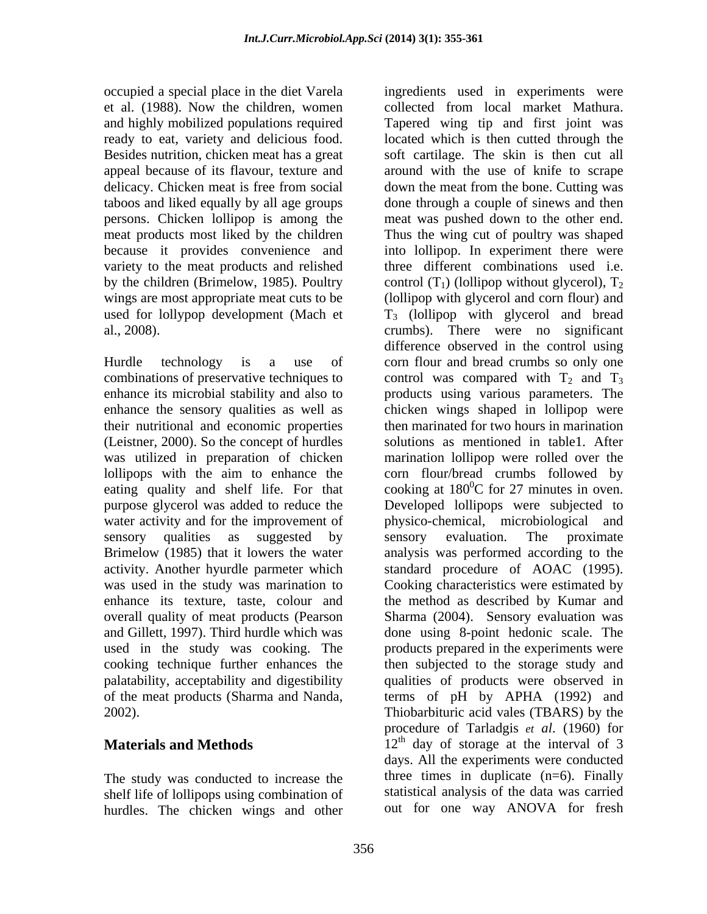occupied a special place in the diet Varela et al. (1988). Now the children, women and highly mobilized populations required ready to eat, variety and delicious food. Besides nutrition, chicken meat has a great appeal because of its flavour, texture and delicacy. Chicken meat is free from social taboos and liked equally by all age groups persons. Chicken lollipop is among the meat products most liked by the children because it provides convenience and variety to the meat products and relished by the children (Brimelow, 1985). Poultry wings are most appropriate meat cuts to be used for lollypop development (Mach et al., 2008).

Hurdle technology is a use of combinations of preservative techniques to enhance its microbial stability and also to enhance the sensory qualities as well as their nutritional and economic properties (Leistner, 2000). So the concept of hurdles was utilized in preparation of chicken lollipops with the aim to enhance the eating quality and shelf life. For that purpose glycerol was added to reduce the water activity and for the improvement of sensory qualities as suggested by Brimelow (1985) that it lowers the water activity. Another hyurdle parmeter which was used in the study was marination to enhance its texture, taste, colour and overall quality of meat products (Pearson and Gillett, 1997). Third hurdle which was used in the study was cooking. The cooking technique further enhances the palatability, acceptability and digestibility of the meat products (Sharma and Nanda, 2002).

## Materials and Methods

The study was conducted to increase the shelf life of lollipops using combination of hurdles. The chicken wings and other ingredients used in experiments were collected from local market Mathura. Tapered wing tip and first joint was located which is then cutted through the soft cartilage. The skin is then cut all around with the use of knife to scrape down the meat from the bone. Cutting was done through a couple of sinews and then meat was pushed down to the other end. Thus the wing cut of poultry was shaped into lollipop. In experiment there were three different combinations used i.e. control ($T_1$) (lollipop without glycerol), $T_2$ (lollipop with glycerol and corn flour) and $T_3$ (lollipop with glycerol and bread crumbs). There were no significant difference observed in the control using corn flour and bread crumbs so only one control was compared with $T_2$ and $T_3$ products using various parameters. The chicken wings shaped in lollipop were then marinated for two hours in marination solutions as mentioned in table1. After marination lollipop were rolled over the corn flour/bread crumbs followed by cooking at $180^0$C for 27 minutes in oven. Developed lollipops were subjected to physico-chemical, microbiological and sensory evaluation. The proximate analysis was performed according to the standard procedure of AOAC (1995). Cooking characteristics were estimated by the method as described by Kumar and Sharma (2004). Sensory evaluation was done using 8-point hedonic scale. The products prepared in the experiments were then subjected to the storage study and qualities of products were observed in terms of pH by APHA (1992) and Thiobarbituric acid vales (TBARS) by the procedure of Tarladgis *et al*. (1960) for $12^{th}$ day of storage at the interval of 3 days. All the experiments were conducted three times in duplicate (n=6). Finally statistical analysis of the data was carried out for one way ANOVA for fresh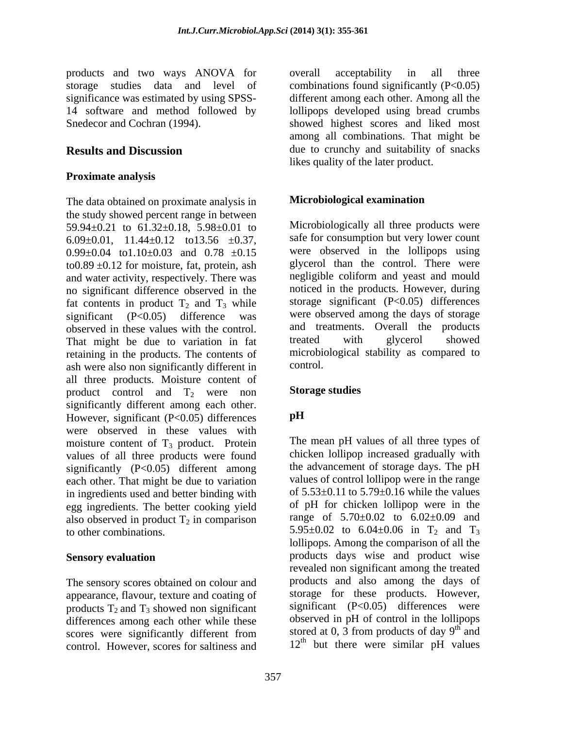products and two ways ANOVA for storage studies data and level of significance was estimated by using SPSS-14 software and method followed by Snedecor and Cochran (1994).

## Results and Discussion

### Proximate analysis

The data obtained on proximate analysis in the study showed percent range in between 59.94±0.21 to 61.32±0.18, 5.98±0.01 to 6.09±0.01, 11.44±0.12 to13.56 ±0.37, 0.99±0.04 to1.10±0.03 and 0.78 ±0.15 to0.89 ±0.12 for moisture, fat, protein, ash and water activity, respectively. There was no significant difference observed in the fat contents in product $T_2$ and $T_3$ while significant ($P<0.05$) difference was observed in these values with the control. That might be due to variation in fat retaining in the products. The contents of ash were also non significantly different in all three products. Moisture content of product control and $T_2$ were non significantly different among each other. However, significant ($P<0.05$) differences were observed in these values with moisture content of $T_3$ product. Protein values of all three products were found significantly ($P<0.05$) different among each other. That might be due to variation in ingredients used and better binding with egg ingredients. The better cooking yield also observed in product $T_2$ in comparison to other combinations.

### Sensory evaluation

The sensory scores obtained on colour and appearance, flavour, texture and coating of products $T_2$ and $T_3$ showed non significant differences among each other while these scores were significantly different from control. However, scores for saltiness and overall acceptability in all three combinations found significantly ($P<0.05$) different among each other. Among all the lollipops developed using bread crumbs showed highest scores and liked most among all combinations. That might be due to crunchy and suitability of snacks likes quality of the later product.

### Microbiological examination

Microbiologically all three products were safe for consumption but very lower count were observed in the lollipops using glycerol than the control. There were negligible coliform and yeast and mould noticed in the products. However, during storage significant ($P<0.05$) differences were observed among the days of storage and treatments. Overall the products treated with glycerol showed microbiological stability as compared to control.

### Storage studies

#### pH

The mean pH values of all three types of chicken lollipop increased gradually with the advancement of storage days. The pH values of control lollipop were in the range of 5.53±0.11 to 5.79±0.16 while the values of pH for chicken lollipop were in the range of 5.70±0.02 to 6.02±0.09 and 5.95±0.02 to 6.04±0.06 in $T_2$ and $T_3$ lollipops. Among the comparison of all the products days wise and product wise revealed non significant among the treated products and also among the days of storage for these products. However, significant ($P<0.05$) differences were observed in pH of control in the lollipops stored at 0, 3 from products of day $9^{th}$ and $12^{th}$ but there were similar pH values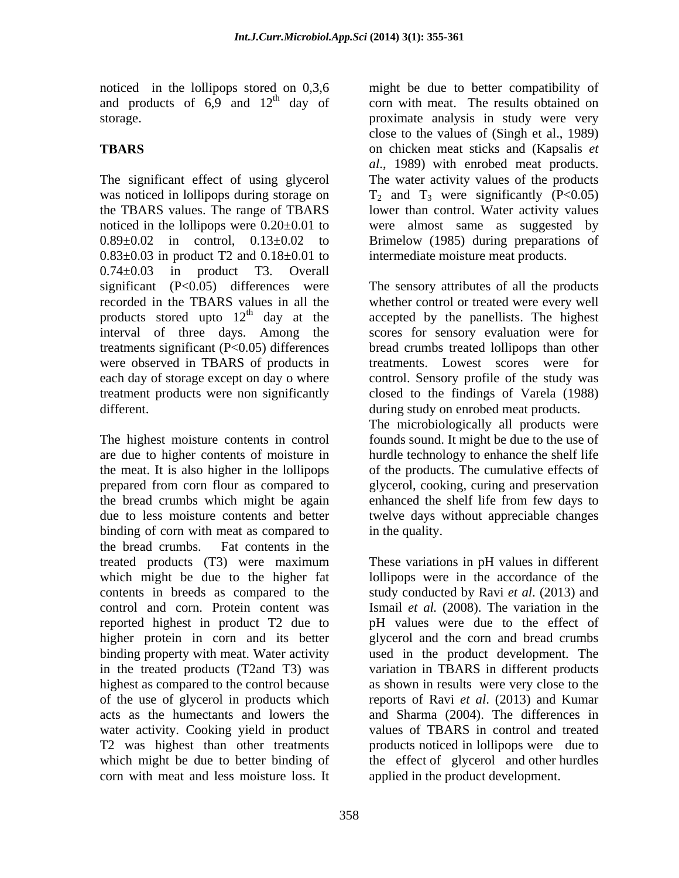noticed in the lollipops stored on 0,3,6 and products of 6,9 and 12[th] day of storage.

## TBARS

The significant effect of using glycerol was noticed in lollipops during storage on the TBARS values. The range of TBARS noticed in the lollipops were 0.20±0.01 to 0.89±0.02 in control, 0.13±0.02 to 0.83±0.03 in product T2 and 0.18±0.01 to 0.74±0.03 in product T3. Overall significant ($P<0.05$) differences were recorded in the TBARS values in all the products stored upto 12[th] day at the interval of three days. Among the treatments significant ($P<0.05$) differences were observed in TBARS of products in each day of storage except on day o where treatment products were non significantly different.

The highest moisture contents in control are due to higher contents of moisture in the meat. It is also higher in the lollipops prepared from corn flour as compared to the bread crumbs which might be again due to less moisture contents and better binding of corn with meat as compared to the bread crumbs. Fat contents in the treated products (T3) were maximum which might be due to the higher fat contents in breeds as compared to the control and corn. Protein content was reported highest in product T2 due to higher protein in corn and its better binding property with meat. Water activity in the treated products (T2and T3) was highest as compared to the control because of the use of glycerol in products which acts as the humectants and lowers the water activity. Cooking yield in product T2 was highest than other treatments which might be due to better binding of corn with meat and less moisture loss. It might be due to better compatibility of corn with meat. The results obtained on proximate analysis in study were very close to the values of (Singh et al., 1989) on chicken meat sticks and (Kapsalis *et al*., 1989) with enrobed meat products. The water activity values of the products $T_2$ and $T_3$ were significantly ($P<0.05$) lower than control. Water activity values were almost same as suggested by Brimelow (1985) during preparations of intermediate moisture meat products.

The sensory attributes of all the products whether control or treated were every well accepted by the panellists. The highest scores for sensory evaluation were for bread crumbs treated lollipops than other treatments. Lowest scores were for control. Sensory profile of the study was closed to the findings of Varela (1988) during study on enrobed meat products.
The microbiologically all products were founds sound. It might be due to the use of hurdle technology to enhance the shelf life of the products. The cumulative effects of glycerol, cooking, curing and preservation enhanced the shelf life from few days to twelve days without appreciable changes in the quality.

These variations in pH values in different lollipops were in the accordance of the study conducted by Ravi *et al*. (2013) and Ismail *et al.* (2008). The variation in the pH values were due to the effect of glycerol and the corn and bread crumbs used in the product development. The variation in TBARS in different products as shown in results were very close to the reports of Ravi *et al*. (2013) and Kumar and Sharma (2004). The differences in values of TBARS in control and treated products noticed in lollipops were due to the effect of glycerol and other hurdles applied in the product development.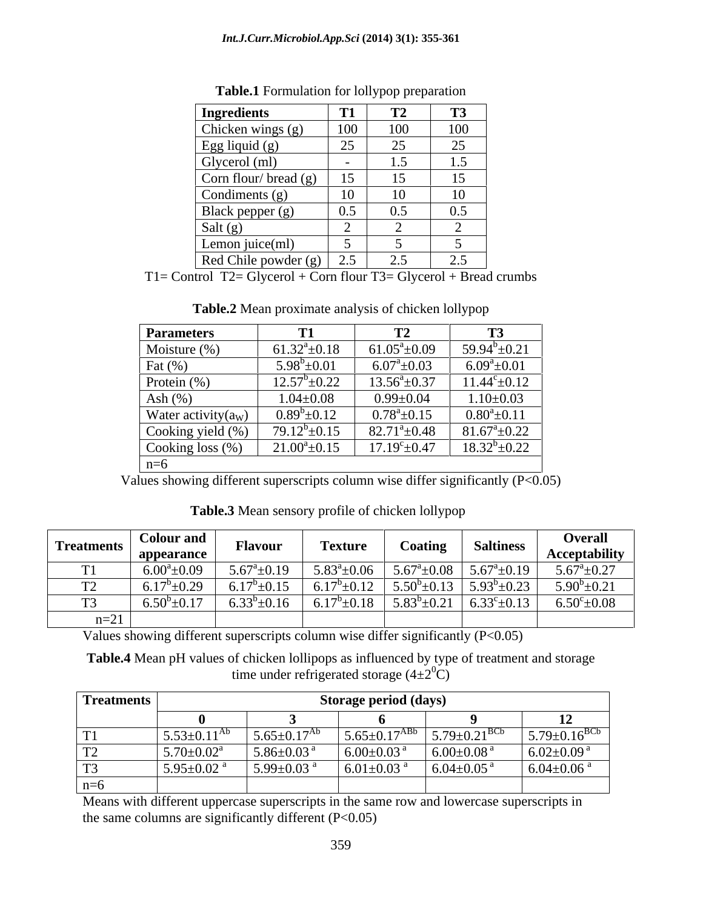**Table.1** Formulation for lollypop preparation

| Ingredients | T1 | T2 | T3 |
|---|---|---|---|
| Chicken wings (g) | 100 | 100 | 100 |
| Egg liquid (g) | 25 | 25 | 25 |
| Glycerol (ml) | - | 1.5 | 1.5 |
| Corn flour/ bread (g) | 15 | 15 | 15 |
| Condiments (g) | 10 | 10 | 10 |
| Black pepper (g) | 0.5 | 0.5 | 0.5 |
| Salt (g) | 2 | 2 | 2 |
| Lemon juice(ml) | 5 | 5 | 5 |
| Red Chile powder (g) | 2.5 | 2.5 | 2.5 |

T1= Control T2= Glycerol + Corn flour T3= Glycerol + Bread crumbs

**Table.2** Mean proximate analysis of chicken lollypop

| Parameters | T1 | T2 | T3 |
|---|---|---|---|
| Moisture (%) | $61.32^{a}\pm0.18$ | $61.05^{a}\pm0.09$ | $59.94^{b}\pm0.21$ |
| Fat (%) | $5.98^{b}\pm0.01$ | $6.07^{a}\pm0.03$ | $6.09^{a}\pm0.01$ |
| Protein (%) | $12.57^{b}\pm0.22$ | $13.56^{a}\pm0.37$ | $11.44^{c}\pm0.12$ |
| Ash (%) | $1.04\pm0.08$ | $0.99\pm0.04$ | $1.10\pm0.03$ |
| Water activity($a_W$) | $0.89^{b}\pm0.12$ | $0.78^{a}\pm0.15$ | $0.80^{a}\pm0.11$ |
| Cooking yield (%) | $79.12^{b}\pm0.15$ | $82.71^{a}\pm0.48$ | $81.67^{a}\pm0.22$ |
| Cooking loss (%) | $21.00^{a}\pm0.15$ | $17.19^{c}\pm0.47$ | $18.32^{b}\pm0.22$ |
| n=6 | | | |

Values showing different superscripts column wise differ significantly ($P<0.05$)

**Table.3** Mean sensory profile of chicken lollypop

| Treatments | Colour and appearance | Flavour | Texture | Coating | Saltiness | Overall Acceptability |
|---|---|---|---|---|---|---|
| T1 | $6.00^{a}\pm0.09$ | $5.67^{a}\pm0.19$ | $5.83^{a}\pm0.06$ | $5.67^{a}\pm0.08$ | $5.67^{a}\pm0.19$ | $5.67^{a}\pm0.27$ |
| T2 | $6.17^{b}\pm0.29$ | $6.17^{b}\pm0.15$ | $6.17^{b}\pm0.12$ | $5.50^{b}\pm0.13$ | $5.93^{b}\pm0.23$ | $5.90^{b}\pm0.21$ |
| T3 | $6.50^{b}\pm0.17$ | $6.33^{b}\pm0.16$ | $6.17^{b}\pm0.18$ | $5.83^{b}\pm0.21$ | $6.33^{c}\pm0.13$ | $6.50^{c}\pm0.08$ |
| n=21 | | | | | | |

Values showing different superscripts column wise differ significantly ($P<0.05$)

**Table.4** Mean pH values of chicken lollipops as influenced by type of treatment and storage time under refrigerated storage ($4\pm2^{0}$C)

| Treatments | Storage period (days) | | | | |
|---|---|---|---|---|---|
| | 0 | 3 | 6 | 9 | 12 |
| T1 | $5.53\pm0.11^{Ab}$ | $5.65\pm0.17^{Ab}$ | $5.65\pm0.17^{ABb}$ | $5.79\pm0.21^{BCb}$ | $5.79\pm0.16^{BCb}$ |
| T2 | $5.70\pm0.02^{a}$ | $5.86\pm0.03^{a}$ | $6.00\pm0.03^{a}$ | $6.00\pm0.08^{a}$ | $6.02\pm0.09^{a}$ |
| T3 | $5.95\pm0.02^{a}$ | $5.99\pm0.03^{a}$ | $6.01\pm0.03^{a}$ | $6.04\pm0.05^{a}$ | $6.04\pm0.06^{a}$ |
| n=6 | | | | | |

Means with different uppercase superscripts in the same row and lowercase superscripts in the same columns are significantly different ($P<0.05$)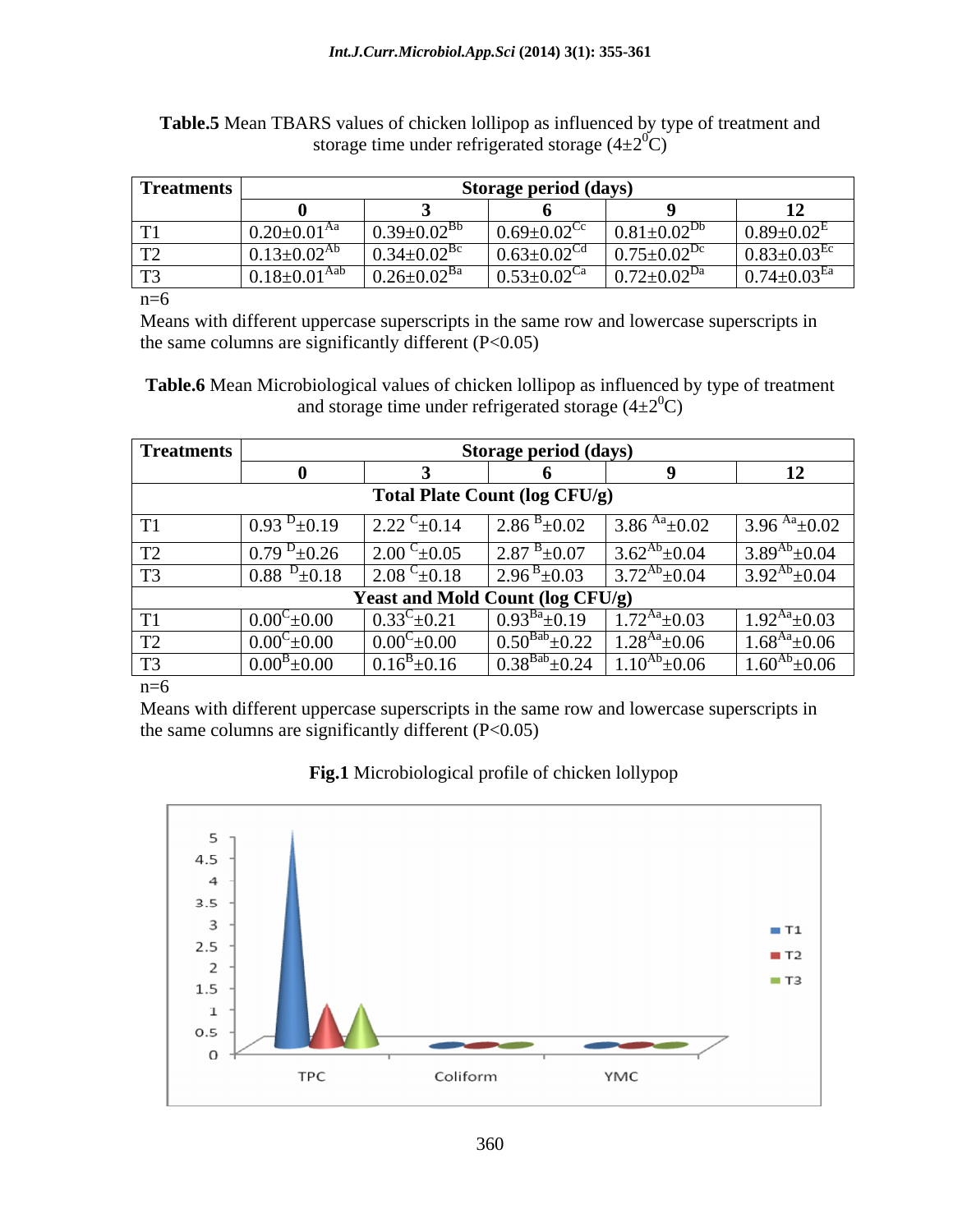**Table.5** Mean TBARS values of chicken lollipop as influenced by type of treatment and storage time under refrigerated storage (4±2$^0$C)

| Treatments | Storage period (days) | | | | |
|---|---|---|---|---|---|
| | 0 | 3 | 6 | 9 | 12 |
| T1 | 0.20±0.01$^{Aa}$ | 0.39±0.02$^{Bb}$ | 0.69±0.02$^{Cc}$ | 0.81±0.02$^{Db}$ | 0.89±0.02$^{E}$ |
| T2 | 0.13±0.02$^{Ab}$ | 0.34±0.02$^{Bc}$ | 0.63±0.02$^{Cd}$ | 0.75±0.02$^{Dc}$ | 0.83±0.03$^{Ec}$ |
| T3 | 0.18±0.01$^{Aab}$ | 0.26±0.02$^{Ba}$ | 0.53±0.02$^{Ca}$ | 0.72±0.02$^{Da}$ | 0.74±0.03$^{Ea}$ |

n=6

Means with different uppercase superscripts in the same row and lowercase superscripts in the same columns are significantly different (P<0.05)

**Table.6** Mean Microbiological values of chicken lollipop as influenced by type of treatment and storage time under refrigerated storage (4±2$^0$C)

| Treatments | Storage period (days) | | | | |
|---|---|---|---|---|---|
| | 0 | 3 | 6 | 9 | 12 |
| **Total Plate Count (log CFU/g)** | | | | | |
| T1 | 0.93 $^{D}$±0.19 | 2.22 $^{C}$±0.14 | 2.86 $^{B}$±0.02 | 3.86 $^{Aa}$±0.02 | 3.96 $^{Aa}$±0.02 |
| T2 | 0.79 $^{D}$±0.26 | 2.00 $^{C}$±0.05 | 2.87 $^{B}$±0.07 | 3.62$^{Ab}$±0.04 | 3.89$^{Ab}$±0.04 |
| T3 | 0.88 $^{D}$±0.18 | 2.08 $^{C}$±0.18 | 2.96 $^{B}$±0.03 | 3.72$^{Ab}$±0.04 | 3.92$^{Ab}$±0.04 |
| **Yeast and Mold Count (log CFU/g)** | | | | | |
| T1 | 0.00$^{C}$±0.00 | 0.33$^{C}$±0.21 | 0.93$^{Ba}$±0.19 | 1.72$^{Aa}$±0.03 | 1.92$^{Aa}$±0.03 |
| T2 | 0.00$^{C}$±0.00 | 0.00$^{C}$±0.00 | 0.50$^{Bab}$±0.22 | 1.28$^{Aa}$±0.06 | 1.68$^{Aa}$±0.06 |
| T3 | 0.00$^{B}$±0.00 | 0.16$^{B}$±0.16 | 0.38$^{Bab}$±0.24 | 1.10$^{Ab}$±0.06 | 1.60$^{Ab}$±0.06 |

n=6

Means with different uppercase superscripts in the same row and lowercase superscripts in the same columns are significantly different (P<0.05)

**Fig.1** Microbiological profile of chicken lollypop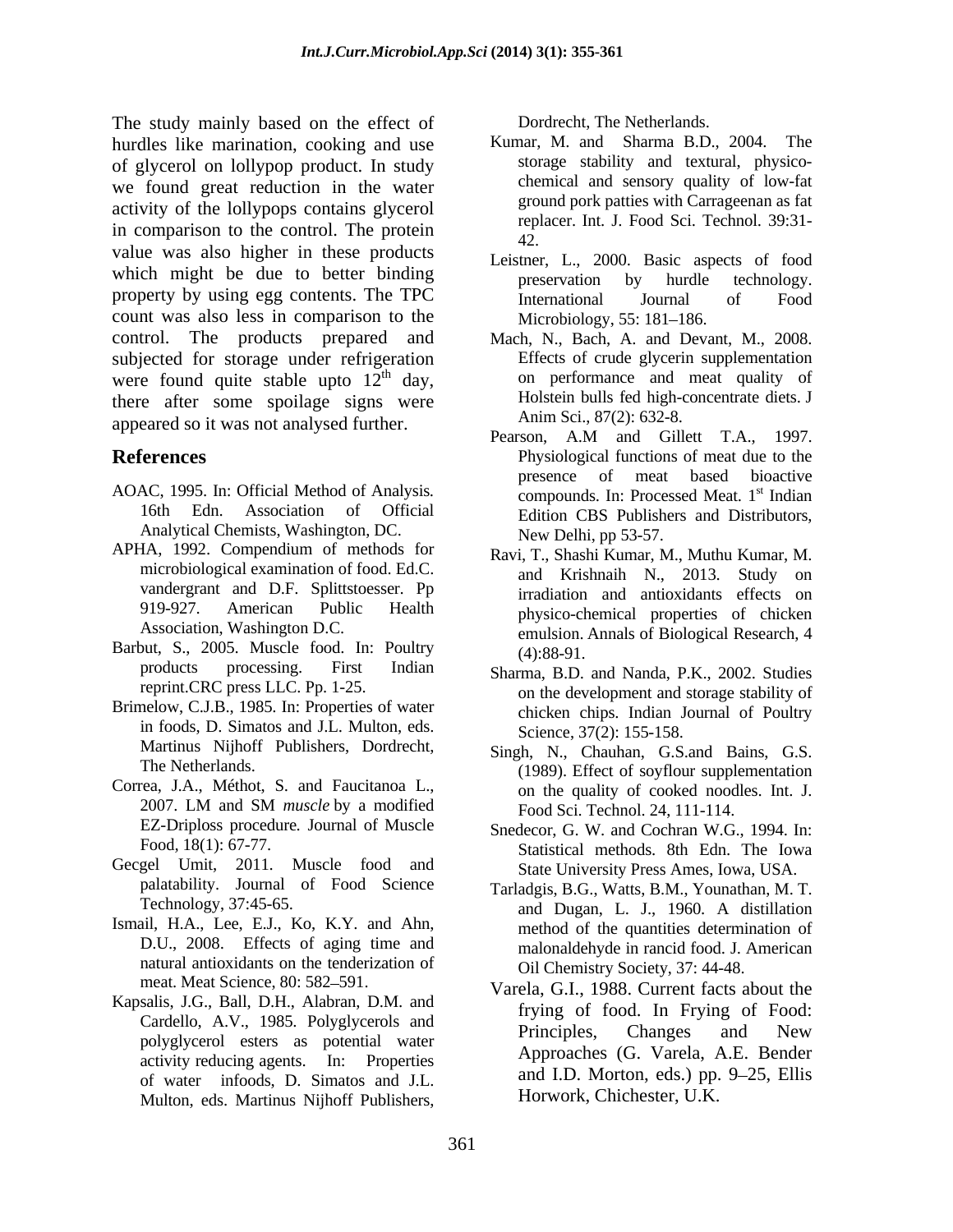The study mainly based on the effect of hurdles like marination, cooking and use of glycerol on lollypop product. In study we found great reduction in the water activity of the lollypops contains glycerol in comparison to the control. The protein value was also higher in these products which might be due to better binding property by using egg contents. The TPC count was also less in comparison to the control. The products prepared and subjected for storage under refrigeration were found quite stable upto $12^{th}$ day, there after some spoilage signs were appeared so it was not analysed further.

## References

AOAC, 1995. In: Official Method of Analysis. 16th Edn. Association of Official Analytical Chemists, Washington, DC.

APHA, 1992. Compendium of methods for microbiological examination of food. Ed.C. vandergrant and D.F. Splittstoesser. Pp 919-927. American Public Health Association, Washington D.C.

Barbut, S., 2005. Muscle food. In: Poultry products processing. First Indian reprint.CRC press LLC. Pp. 1-25.

Brimelow, C.J.B., 1985. In: Properties of water in foods, D. Simatos and J.L. Multon, eds. Martinus Nijhoff Publishers, Dordrecht, The Netherlands.

Correa, J.A., Méthot, S. and Faucitanoa L., 2007. LM and SM *muscle* by a modified EZ-Dripl oss procedure. Journal of Muscle Food, 18(1): 67-77.

Gecgel Umit, 2011. Muscle food and palatability. Journal of Food Science Technology, 37:45-65.

Ismail, H.A., Lee, E.J., Ko, K.Y. and Ahn, D.U., 2008. Effects of aging time and natural antioxidants on the tenderization of meat. Meat Science, 80: 582–591.

Kapsalis, J.G., Ball, D.H., Alabran, D.M. and Cardello, A.V., 1985. Polyglycerols and polyglycerol esters as potential water activity reducing agents. In: Properties of water infoods, D. Simatos and J.L. Multon, eds. Martinus Nijhoff Publishers, Dordrecht, The Netherlands.

Kumar, M. and Sharma B.D., 2004. The storage stability and textural, physico-chemical and sensory quality of low-fat ground pork patties with Carrageenan as fat replacer. Int. J. Food Sci. Technol. 39:31-42.

Leistner, L., 2000. Basic aspects of food preservation by hurdle technology. International Journal of Food Microbiology, 55: 181–186.

Mach, N., Bach, A. and Devant, M., 2008. Effects of crude glycerin supplementation on performance and meat quality of Holstein bulls fed high-concentrate diets. J Anim Sci., 87(2): 632-8.

Pearson, A.M and Gillett T.A., 1997. Physiological functions of meat due to the presence of meat based bioactive compounds. In: Processed Meat. 1st Indian Edition CBS Publishers and Distributors, New Delhi, pp 53-57.

Ravi, T., Shashi Kumar, M., Muthu Kumar, M. and Krishnaih N., 2013. Study on irradiation and antioxidants effects on physico-chemical properties of chicken emulsion. Annals of Biological Research, 4 (4):88-91.

Sharma, B.D. and Nanda, P.K., 2002. Studies on the development and storage stability of chicken chips. Indian Journal of Poultry Science, 37(2): 155-158.

Singh, N., Chauhan, G.S.and Bains, G.S. (1989). Effect of soyflour supplementation on the quality of cooked noodles. Int. J. Food Sci. Technol. 24, 111-114.

Snedecor, G. W. and Cochran W.G., 1994. In: Statistical methods. 8th Edn. The Iowa State University Press Ames, Iowa, USA.

Tarladgis, B.G., Watts, B.M., Younathan, M. T. and Dugan, L. J., 1960. A distillation method of the quantities determination of malonaldehyde in rancid food. J. American Oil Chemistry Society, 37: 44-48.

Varela, G.I., 1988. Current facts about the frying of food. In Frying of Food: Principles, Changes and New Approaches (G. Varela, A.E. Bender and I.D. Morton, eds.) pp. 9–25, Ellis Horwork, Chichester, U.K.